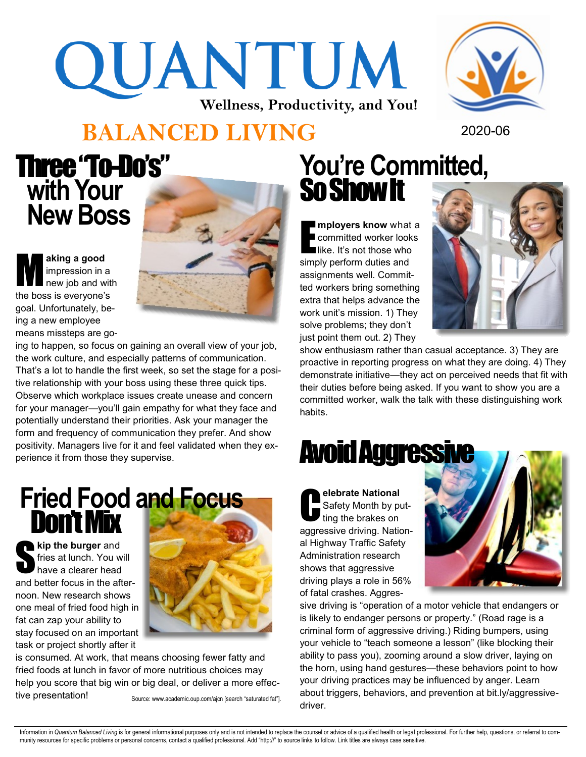# QUANTUM

**Wellness, Productivity, and You!**

## BALANCED LIVING

2020-06

## Three "To-Do's" with Your New Boss

**Making a good** impression in a new job and with the boss is everyone's goal. Unfortunately, being a new employee means missteps are going to happen, so focus on gaining an overall view of your job, the work culture, and especially patterns of communication. That's a lot to handle the first week, so set the stage for a positive relationship with your boss using these three quick tips. Observe which workplace issues create unease and concern for your manager—you'll gain empathy for what they face and potentially understand their priorities. Ask your manager the form and frequency of communication they prefer. And show positivity. Managers live for it and feel validated when they experience it from those they supervise.

## Fried Food and Focus Don't Mix

**Skip the burger** and fries at lunch. You will have a clearer head and better focus in the afternoon. New research shows one meal of fried food high in fat can zap your ability to stay focused on an important task or project shortly after it is consumed. At work, that means choosing fewer fatty and fried foods at lunch in favor of more nutritious choices may help you score that big win or big deal, or deliver a more effective presentation!

Source: www.academic.oup.com/ajcn [search "saturated fat"].

## You're Committed, So Show It

**Employers know** what a committed worker looks like. It's not those who simply perform duties and assignments well. Committed workers bring something extra that helps advance the work unit's mission. 1) They solve problems; they don't just point them out. 2) They show enthusiasm rather than casual acceptance. 3) They are proactive in reporting progress on what they are doing. 4) They demonstrate initiative—they act on perceived needs that fit with their duties before being asked. If you want to show you are a committed worker, walk the talk with these distinguishing work habits.

## Avoid Aggressive

**Celebrate National** Safety Month by putting the brakes on aggressive driving. National Highway Traffic Safety Administration research shows that aggressive driving plays a role in 56% of fatal crashes. Aggressive driving is "operation of a motor vehicle that endangers or is likely to endanger persons or property." (Road rage is a criminal form of aggressive driving.) Riding bumpers, using your vehicle to "teach someone a lesson" (like blocking their ability to pass you), zooming around a slow driver, laying on the horn, using hand gestures—these behaviors point to how your driving practices may be influenced by anger. Learn about triggers, behaviors, and prevention at bit.ly/aggressive-driver.

Information in *Quantum Balanced Living* is for general informational purposes only and is not intended to replace the counsel or advice of a qualified health or legal professional. For further help, questions, or referral to community resources for specific problems or personal concerns, contact a qualified professional. Add "http://" to source links to follow. Link titles are always case sensitive.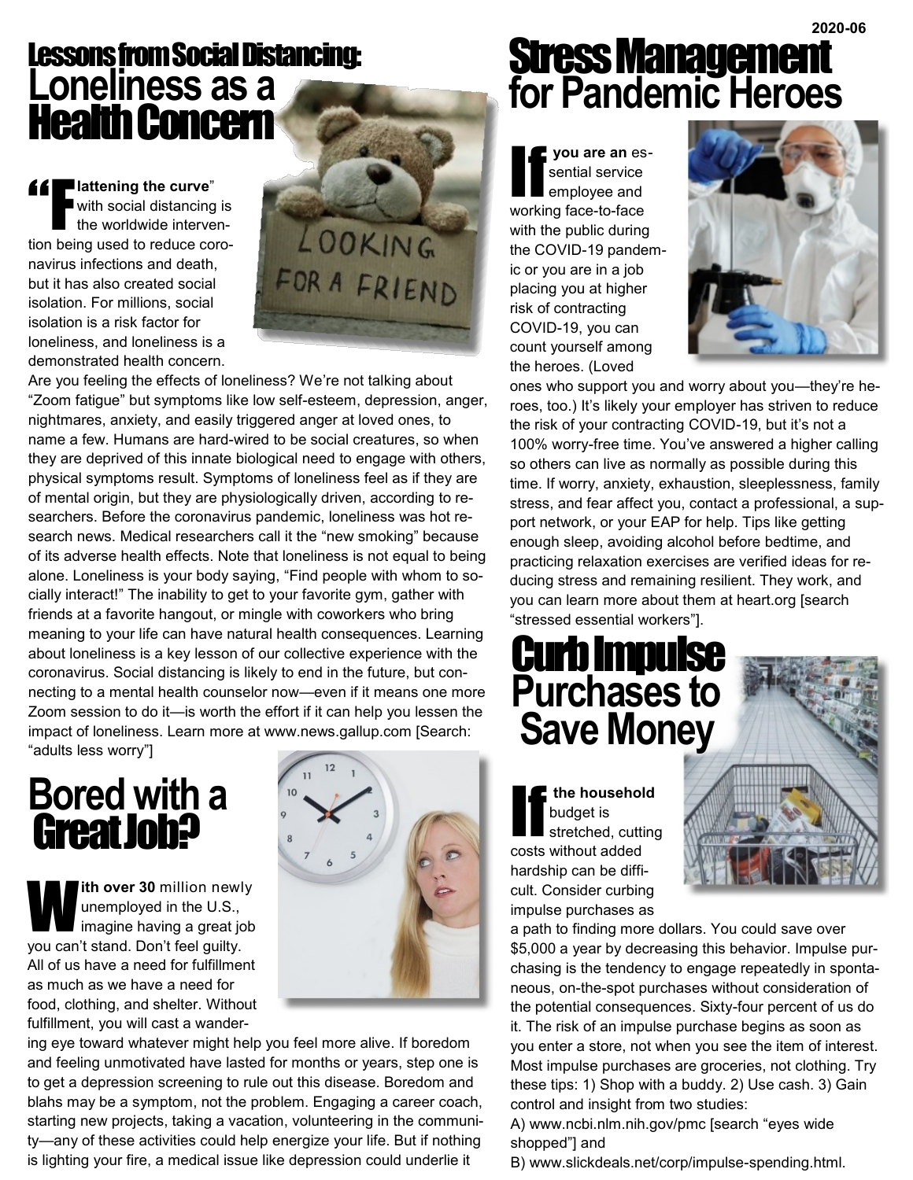2020-06

# Lessons from Social Distancing: Loneliness as a Health Concern

"**Flattening the curve**" with social distancing is the worldwide intervention being used to reduce coronavirus infections and death, but it has also created social isolation. For millions, social isolation is a risk factor for loneliness, and loneliness is a demonstrated health concern. Are you feeling the effects of loneliness? We're not talking about "Zoom fatigue" but symptoms like low self-esteem, depression, anger, nightmares, anxiety, and easily triggered anger at loved ones, to name a few. Humans are hard-wired to be social creatures, so when they are deprived of this innate biological need to engage with others, physical symptoms result. Symptoms of loneliness feel as if they are of mental origin, but they are physiologically driven, according to researchers. Before the coronavirus pandemic, loneliness was hot research news. Medical researchers call it the "new smoking" because of its adverse health effects. Note that loneliness is not equal to being alone. Loneliness is your body saying, "Find people with whom to socially interact!" The inability to get to your favorite gym, gather with friends at a favorite hangout, or mingle with coworkers who bring meaning to your life can have natural health consequences. Learning about loneliness is a key lesson of our collective experience with the coronavirus. Social distancing is likely to end in the future, but connecting to a mental health counselor now—even if it means one more Zoom session to do it—is worth the effort if it can help you lessen the impact of loneliness. Learn more at www.news.gallup.com [Search: "adults less worry"]

# Bored with a Great Job?

**With over 30** million newly unemployed in the U.S., imagine having a great job you can't stand. Don't feel guilty. All of us have a need for fulfillment as much as we have a need for food, clothing, and shelter. Without fulfillment, you will cast a wandering eye toward whatever might help you feel more alive. If boredom and feeling unmotivated have lasted for months or years, step one is to get a depression screening to rule out this disease. Boredom and blahs may be a symptom, not the problem. Engaging a career coach, starting new projects, taking a vacation, volunteering in the community—any of these activities could help energize your life. But if nothing is lighting your fire, a medical issue like depression could underlie it

# Stress Management for Pandemic Heroes

**If you are an** essential service employee and working face-to-face with the public during the COVID-19 pandemic or you are in a job placing you at higher risk of contracting COVID-19, you can count yourself among the heroes. (Loved ones who support you and worry about you—they're heroes, too.) It's likely your employer has striven to reduce the risk of your contracting COVID-19, but it's not a 100% worry-free time. You've answered a higher calling so others can live as normally as possible during this time. If worry, anxiety, exhaustion, sleeplessness, family stress, and fear affect you, contact a professional, a support network, or your EAP for help. Tips like getting enough sleep, avoiding alcohol before bedtime, and practicing relaxation exercises are verified ideas for reducing stress and remaining resilient. They work, and you can learn more about them at heart.org [search "stressed essential workers"].

# Curb Impulse Purchases to Save Money

**If the household** budget is stretched, cutting costs without added hardship can be difficult. Consider curbing impulse purchases as a path to finding more dollars. You could save over $5,000 a year by decreasing this behavior. Impulse purchasing is the tendency to engage repeatedly in spontaneous, on-the-spot purchases without consideration of the potential consequences. Sixty-four percent of us do it. The risk of an impulse purchase begins as soon as you enter a store, not when you see the item of interest. Most impulse purchases are groceries, not clothing. Try these tips: 1) Shop with a buddy. 2) Use cash. 3) Gain control and insight from two studies:

A) www.ncbi.nlm.nih.gov/pmc [search "eyes wide shopped"] and

B) www.slickdeals.net/corp/impulse-spending.html.